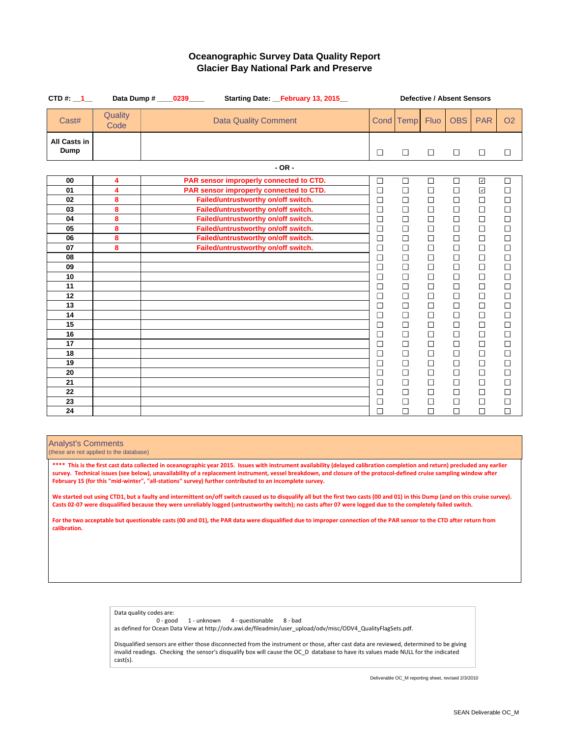# Oceanographic Survey Data Quality Report
## Glacier Bay National Park and Preserve

**CTD #:** __1__ **Data Dump #** ____0239____ **Starting Date:** __February 13, 2015__

| Cast# | Quality Code | Data Quality Comment | Cond | Temp | Fluo | OBS | PAR | O2 |
|---|---|---|---|---|---|---|---|---|
| | | | **Defective / Absent Sensors** | | | | | |
| **All Casts in Dump** | | | ☐ | ☐ | ☐ | ☐ | ☐ | ☐ |

**- OR -**

| Cast# | Quality Code | Data Quality Comment | Cond | Temp | Fluo | OBS | PAR | O2 |
|---|---|---|---|---|---|---|---|---|
| 00 | 4 | PAR sensor improperly connected to CTD. | ☐ | ☐ | ☐ | ☐ | ☑ | ☐ |
| 01 | 4 | PAR sensor improperly connected to CTD. | ☐ | ☐ | ☐ | ☐ | ☑ | ☐ |
| 02 | 8 | Failed/untrustworthy on/off switch. | ☐ | ☐ | ☐ | ☐ | ☐ | ☐ |
| 03 | 8 | Failed/untrustworthy on/off switch. | ☐ | ☐ | ☐ | ☐ | ☐ | ☐ |
| 04 | 8 | Failed/untrustworthy on/off switch. | ☐ | ☐ | ☐ | ☐ | ☐ | ☐ |
| 05 | 8 | Failed/untrustworthy on/off switch. | ☐ | ☐ | ☐ | ☐ | ☐ | ☐ |
| 06 | 8 | Failed/untrustworthy on/off switch. | ☐ | ☐ | ☐ | ☐ | ☐ | ☐ |
| 07 | 8 | Failed/untrustworthy on/off switch. | ☐ | ☐ | ☐ | ☐ | ☐ | ☐ |
| 08 | | | ☐ | ☐ | ☐ | ☐ | ☐ | ☐ |
| 09 | | | ☐ | ☐ | ☐ | ☐ | ☐ | ☐ |
| 10 | | | ☐ | ☐ | ☐ | ☐ | ☐ | ☐ |
| 11 | | | ☐ | ☐ | ☐ | ☐ | ☐ | ☐ |
| 12 | | | ☐ | ☐ | ☐ | ☐ | ☐ | ☐ |
| 13 | | | ☐ | ☐ | ☐ | ☐ | ☐ | ☐ |
| 14 | | | ☐ | ☐ | ☐ | ☐ | ☐ | ☐ |
| 15 | | | ☐ | ☐ | ☐ | ☐ | ☐ | ☐ |
| 16 | | | ☐ | ☐ | ☐ | ☐ | ☐ | ☐ |
| 17 | | | ☐ | ☐ | ☐ | ☐ | ☐ | ☐ |
| 18 | | | ☐ | ☐ | ☐ | ☐ | ☐ | ☐ |
| 19 | | | ☐ | ☐ | ☐ | ☐ | ☐ | ☐ |
| 20 | | | ☐ | ☐ | ☐ | ☐ | ☐ | ☐ |
| 21 | | | ☐ | ☐ | ☐ | ☐ | ☐ | ☐ |
| 22 | | | ☐ | ☐ | ☐ | ☐ | ☐ | ☐ |
| 23 | | | ☐ | ☐ | ☐ | ☐ | ☐ | ☐ |
| 24 | | | ☐ | ☐ | ☐ | ☐ | ☐ | ☐ |

### Analyst's Comments
(these are not applied to the database)

**** This is the first cast data collected in oceanographic year 2015. Issues with instrument availability (delayed calibration completion and return) precluded any earlier survey. Technical issues (see below), unavailability of a replacement instrument, vessel breakdown, and closure of the protocol-defined cruise sampling window after February 15 (for this "mid-winter", "all-stations" survey) further contributed to an incomplete survey.

We started out using CTD1, but a faulty and intermittent on/off switch caused us to disqualify all but the first two casts (00 and 01) in this Dump (and on this cruise survey). Casts 02-07 were disqualified because they were unreliably logged (untrustworthy switch); no casts after 07 were logged due to the completely failed switch.

For the two acceptable but questionable casts (00 and 01), the PAR data were disqualified due to improper connection of the PAR sensor to the CTD after return from calibration.

Data quality codes are:
0 - good  1 - unknown  4 - questionable  8 - bad
as defined for Ocean Data View at http://odv.awi.de/fileadmin/user_upload/odv/misc/ODV4_QualityFlagSets.pdf.

Disqualified sensors are either those disconnected from the instrument or those, after cast data are reviewed, determined to be giving invalid readings. Checking the sensor's disqualify box will cause the OC_D database to have its values made NULL for the indicated cast(s).

Deliverable OC_M reporting sheet, revised 2/3/2010

SEAN Deliverable OC_M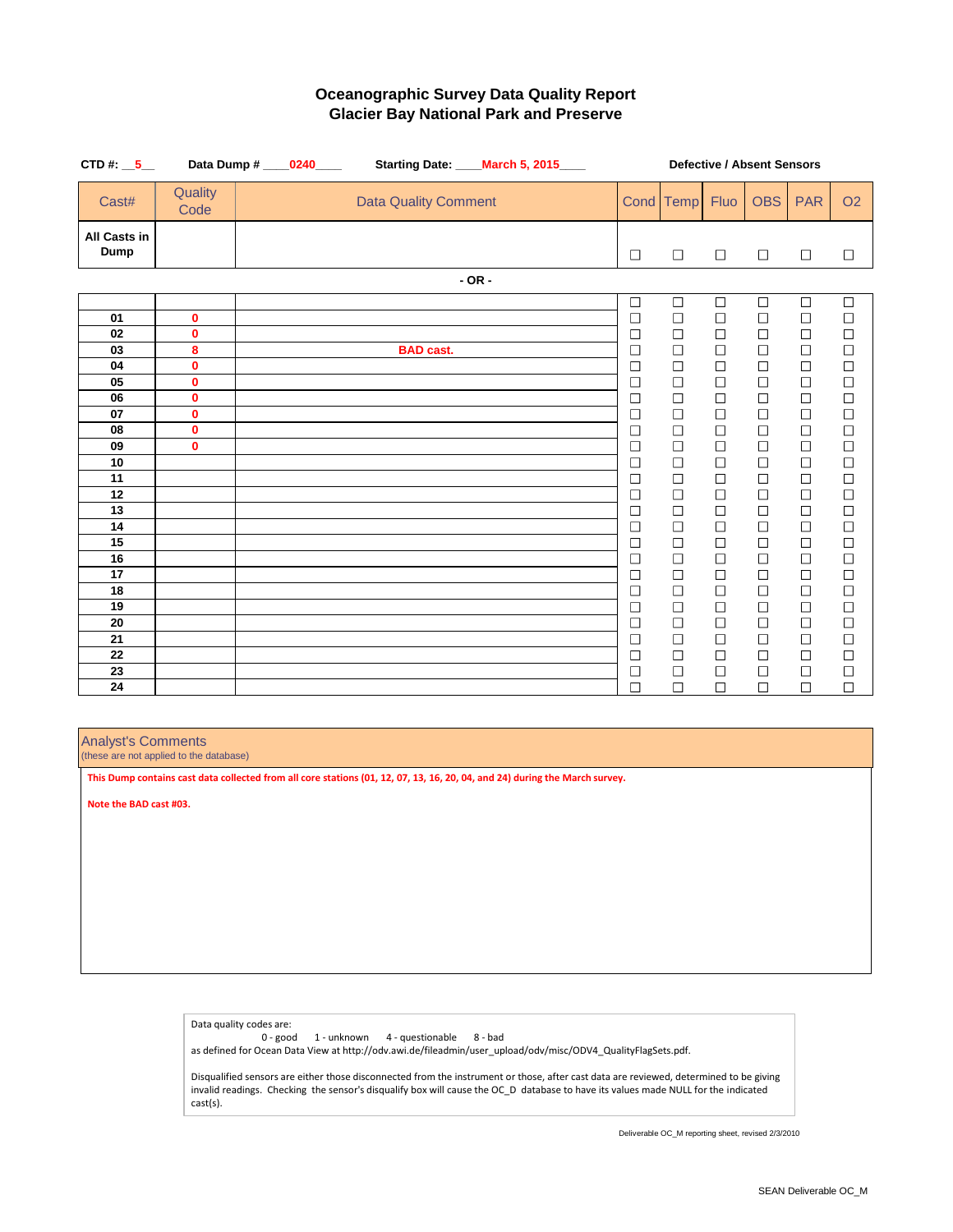# Oceanographic Survey Data Quality Report
## Glacier Bay National Park and Preserve

**CTD #:** __5__ **Data Dump #** ____0240____ **Starting Date:** ____March 5, 2015____ **Defective / Absent Sensors**

| Cast# | Quality Code | Data Quality Comment | Cond | Temp | Fluo | OBS | PAR | O2 |
|---|---|---|---|---|---|---|---|---|
| **All Casts in Dump** | | | ☐ | ☐ | ☐ | ☐ | ☐ | ☐ |

**- OR -**

| Cast# | Quality Code | Data Quality Comment | Cond | Temp | Fluo | OBS | PAR | O2 |
|---|---|---|---|---|---|---|---|---|
| | | | ☐ | ☐ | ☐ | ☐ | ☐ | ☐ |
| **01** | 0 | | ☐ | ☐ | ☐ | ☐ | ☐ | ☐ |
| **02** | 0 | | ☐ | ☐ | ☐ | ☐ | ☐ | ☐ |
| **03** | 8 | BAD cast. | ☐ | ☐ | ☐ | ☐ | ☐ | ☐ |
| **04** | 0 | | ☐ | ☐ | ☐ | ☐ | ☐ | ☐ |
| **05** | 0 | | ☐ | ☐ | ☐ | ☐ | ☐ | ☐ |
| **06** | 0 | | ☐ | ☐ | ☐ | ☐ | ☐ | ☐ |
| **07** | 0 | | ☐ | ☐ | ☐ | ☐ | ☐ | ☐ |
| **08** | 0 | | ☐ | ☐ | ☐ | ☐ | ☐ | ☐ |
| **09** | 0 | | ☐ | ☐ | ☐ | ☐ | ☐ | ☐ |
| **10** | | | ☐ | ☐ | ☐ | ☐ | ☐ | ☐ |
| **11** | | | ☐ | ☐ | ☐ | ☐ | ☐ | ☐ |
| **12** | | | ☐ | ☐ | ☐ | ☐ | ☐ | ☐ |
| **13** | | | ☐ | ☐ | ☐ | ☐ | ☐ | ☐ |
| **14** | | | ☐ | ☐ | ☐ | ☐ | ☐ | ☐ |
| **15** | | | ☐ | ☐ | ☐ | ☐ | ☐ | ☐ |
| **16** | | | ☐ | ☐ | ☐ | ☐ | ☐ | ☐ |
| **17** | | | ☐ | ☐ | ☐ | ☐ | ☐ | ☐ |
| **18** | | | ☐ | ☐ | ☐ | ☐ | ☐ | ☐ |
| **19** | | | ☐ | ☐ | ☐ | ☐ | ☐ | ☐ |
| **20** | | | ☐ | ☐ | ☐ | ☐ | ☐ | ☐ |
| **21** | | | ☐ | ☐ | ☐ | ☐ | ☐ | ☐ |
| **22** | | | ☐ | ☐ | ☐ | ☐ | ☐ | ☐ |
| **23** | | | ☐ | ☐ | ☐ | ☐ | ☐ | ☐ |
| **24** | | | ☐ | ☐ | ☐ | ☐ | ☐ | ☐ |

**Analyst's Comments**
(these are not applied to the database)

**This Dump contains cast data collected from all core stations (01, 12, 07, 13, 16, 20, 04, and 24) during the March survey.**

**Note the BAD cast #03.**

Data quality codes are:
0 - good 1 - unknown 4 - questionable 8 - bad
as defined for Ocean Data View at http://odv.awi.de/fileadmin/user_upload/odv/misc/ODV4_QualityFlagSets.pdf.

Disqualified sensors are either those disconnected from the instrument or those, after cast data are reviewed, determined to be giving invalid readings. Checking the sensor's disqualify box will cause the OC_D database to have its values made NULL for the indicated cast(s).

Deliverable OC_M reporting sheet, revised 2/3/2010

SEAN Deliverable OC_M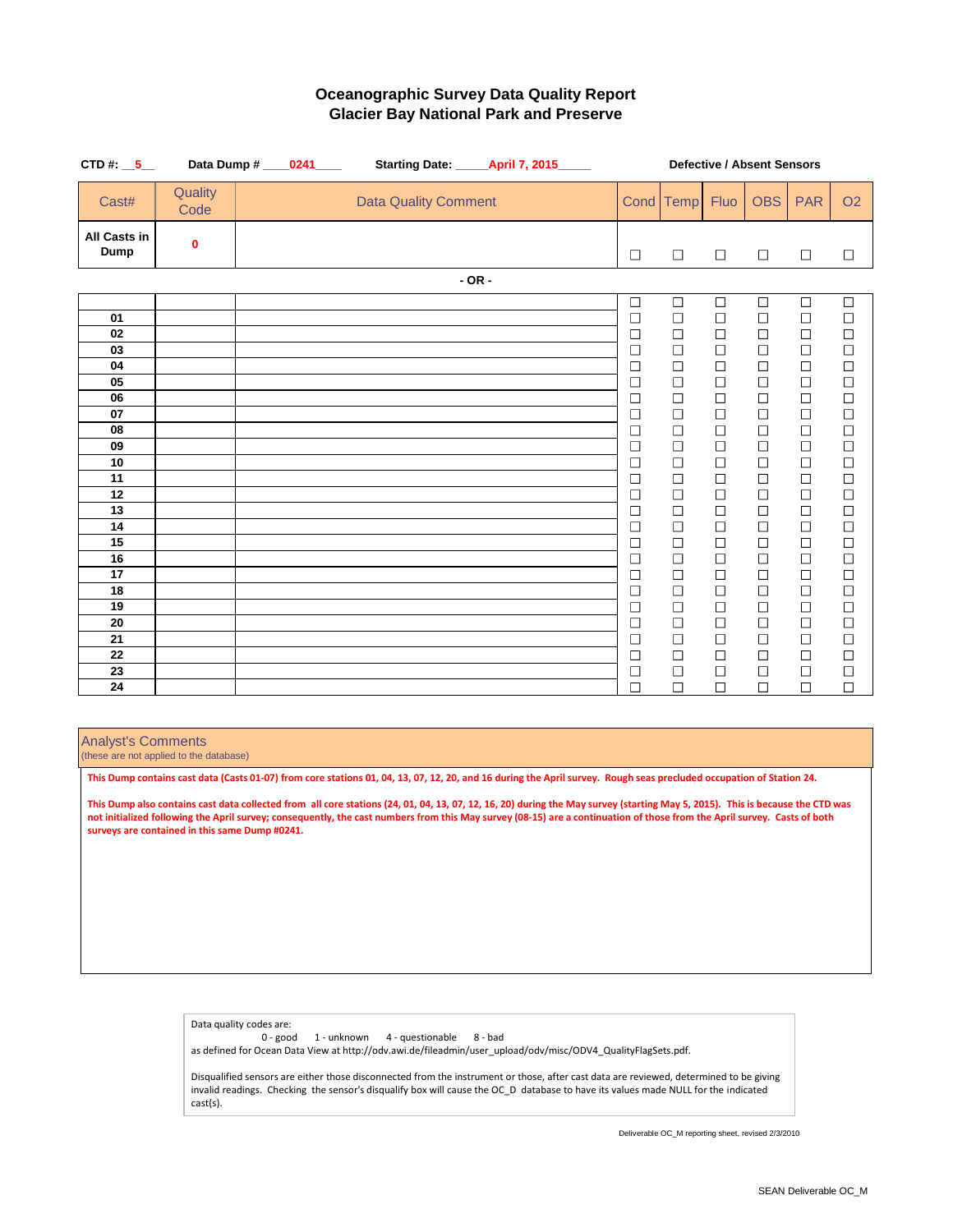# Oceanographic Survey Data Quality Report
## Glacier Bay National Park and Preserve

**CTD #:** __5__ **Data Dump #** ____0241____ **Starting Date:** _____April 7, 2015_____ **Defective / Absent Sensors**

| Cast# | Quality Code | Data Quality Comment | Cond | Temp | Fluo | OBS | PAR | O2 |
|---|---|---|---|---|---|---|---|---|
| **All Casts in Dump** | **0** | | ☐ | ☐ | ☐ | ☐ | ☐ | ☐ |

**- OR -**

| Cast# | Quality Code | Data Quality Comment | Cond | Temp | Fluo | OBS | PAR | O2 |
|---|---|---|---|---|---|---|---|---|
| | | | ☐ | ☐ | ☐ | ☐ | ☐ | ☐ |
| **01** | | | ☐ | ☐ | ☐ | ☐ | ☐ | ☐ |
| **02** | | | ☐ | ☐ | ☐ | ☐ | ☐ | ☐ |
| **03** | | | ☐ | ☐ | ☐ | ☐ | ☐ | ☐ |
| **04** | | | ☐ | ☐ | ☐ | ☐ | ☐ | ☐ |
| **05** | | | ☐ | ☐ | ☐ | ☐ | ☐ | ☐ |
| **06** | | | ☐ | ☐ | ☐ | ☐ | ☐ | ☐ |
| **07** | | | ☐ | ☐ | ☐ | ☐ | ☐ | ☐ |
| **08** | | | ☐ | ☐ | ☐ | ☐ | ☐ | ☐ |
| **09** | | | ☐ | ☐ | ☐ | ☐ | ☐ | ☐ |
| **10** | | | ☐ | ☐ | ☐ | ☐ | ☐ | ☐ |
| **11** | | | ☐ | ☐ | ☐ | ☐ | ☐ | ☐ |
| **12** | | | ☐ | ☐ | ☐ | ☐ | ☐ | ☐ |
| **13** | | | ☐ | ☐ | ☐ | ☐ | ☐ | ☐ |
| **14** | | | ☐ | ☐ | ☐ | ☐ | ☐ | ☐ |
| **15** | | | ☐ | ☐ | ☐ | ☐ | ☐ | ☐ |
| **16** | | | ☐ | ☐ | ☐ | ☐ | ☐ | ☐ |
| **17** | | | ☐ | ☐ | ☐ | ☐ | ☐ | ☐ |
| **18** | | | ☐ | ☐ | ☐ | ☐ | ☐ | ☐ |
| **19** | | | ☐ | ☐ | ☐ | ☐ | ☐ | ☐ |
| **20** | | | ☐ | ☐ | ☐ | ☐ | ☐ | ☐ |
| **21** | | | ☐ | ☐ | ☐ | ☐ | ☐ | ☐ |
| **22** | | | ☐ | ☐ | ☐ | ☐ | ☐ | ☐ |
| **23** | | | ☐ | ☐ | ☐ | ☐ | ☐ | ☐ |
| **24** | | | ☐ | ☐ | ☐ | ☐ | ☐ | ☐ |

### Analyst's Comments
(these are not applied to the database)

**This Dump contains cast data (Casts 01-07) from core stations 01, 04, 13, 07, 12, 20, and 16 during the April survey. Rough seas precluded occupation of Station 24.**

**This Dump also contains cast data collected from all core stations (24, 01, 04, 13, 07, 12, 16, 20) during the May survey (starting May 5, 2015). This is because the CTD was not initialized following the April survey; consequently, the cast numbers from this May survey (08-15) are a continuation of those from the April survey. Casts of both surveys are contained in this same Dump #0241.**

Data quality codes are:
0 - good   1 - unknown   4 - questionable   8 - bad
as defined for Ocean Data View at http://odv.awi.de/fileadmin/user_upload/odv/misc/ODV4_QualityFlagSets.pdf.

Disqualified sensors are either those disconnected from the instrument or those, after cast data are reviewed, determined to be giving invalid readings. Checking the sensor's disqualify box will cause the OC_D database to have its values made NULL for the indicated cast(s).

Deliverable OC_M reporting sheet, revised 2/3/2010

SEAN Deliverable OC_M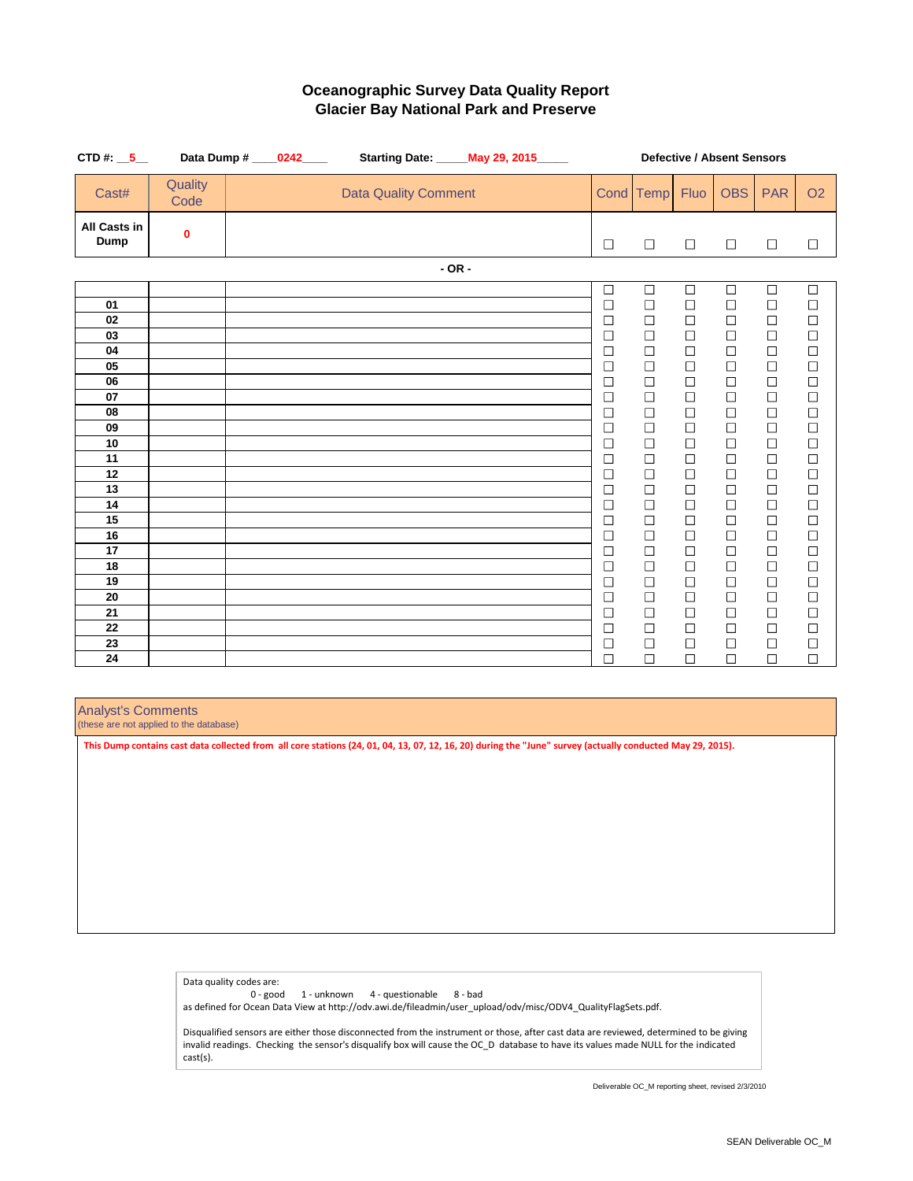# Oceanographic Survey Data Quality Report
## Glacier Bay National Park and Preserve

**CTD #:** __5__ **Data Dump #** ____0242____ **Starting Date:** _____May 29, 2015_____

**Defective / Absent Sensors**

| Cast# | Quality Code | Data Quality Comment | Cond | Temp | Fluo | OBS | PAR | O2 |
|---|---|---|---|---|---|---|---|---|
| **All Casts in Dump** | **0** | | ☐ | ☐ | ☐ | ☐ | ☐ | ☐ |

**- OR -**

| Cast# | Quality Code | Data Quality Comment | Cond | Temp | Fluo | OBS | PAR | O2 |
|---|---|---|---|---|---|---|---|---|
| | | | ☐ | ☐ | ☐ | ☐ | ☐ | ☐ |
| **01** | | | ☐ | ☐ | ☐ | ☐ | ☐ | ☐ |
| **02** | | | ☐ | ☐ | ☐ | ☐ | ☐ | ☐ |
| **03** | | | ☐ | ☐ | ☐ | ☐ | ☐ | ☐ |
| **04** | | | ☐ | ☐ | ☐ | ☐ | ☐ | ☐ |
| **05** | | | ☐ | ☐ | ☐ | ☐ | ☐ | ☐ |
| **06** | | | ☐ | ☐ | ☐ | ☐ | ☐ | ☐ |
| **07** | | | ☐ | ☐ | ☐ | ☐ | ☐ | ☐ |
| **08** | | | ☐ | ☐ | ☐ | ☐ | ☐ | ☐ |
| **09** | | | ☐ | ☐ | ☐ | ☐ | ☐ | ☐ |
| **10** | | | ☐ | ☐ | ☐ | ☐ | ☐ | ☐ |
| **11** | | | ☐ | ☐ | ☐ | ☐ | ☐ | ☐ |
| **12** | | | ☐ | ☐ | ☐ | ☐ | ☐ | ☐ |
| **13** | | | ☐ | ☐ | ☐ | ☐ | ☐ | ☐ |
| **14** | | | ☐ | ☐ | ☐ | ☐ | ☐ | ☐ |
| **15** | | | ☐ | ☐ | ☐ | ☐ | ☐ | ☐ |
| **16** | | | ☐ | ☐ | ☐ | ☐ | ☐ | ☐ |
| **17** | | | ☐ | ☐ | ☐ | ☐ | ☐ | ☐ |
| **18** | | | ☐ | ☐ | ☐ | ☐ | ☐ | ☐ |
| **19** | | | ☐ | ☐ | ☐ | ☐ | ☐ | ☐ |
| **20** | | | ☐ | ☐ | ☐ | ☐ | ☐ | ☐ |
| **21** | | | ☐ | ☐ | ☐ | ☐ | ☐ | ☐ |
| **22** | | | ☐ | ☐ | ☐ | ☐ | ☐ | ☐ |
| **23** | | | ☐ | ☐ | ☐ | ☐ | ☐ | ☐ |
| **24** | | | ☐ | ☐ | ☐ | ☐ | ☐ | ☐ |

**Analyst's Comments**
(these are not applied to the database)

**This Dump contains cast data collected from all core stations (24, 01, 04, 13, 07, 12, 16, 20) during the "June" survey (actually conducted May 29, 2015).**

Data quality codes are:
0 - good 1 - unknown 4 - questionable 8 - bad
as defined for Ocean Data View at http://odv.awi.de/fileadmin/user_upload/odv/misc/ODV4_QualityFlagSets.pdf.

Disqualified sensors are either those disconnected from the instrument or those, after cast data are reviewed, determined to be giving invalid readings. Checking the sensor's disqualify box will cause the OC_D database to have its values made NULL for the indicated cast(s).

Deliverable OC_M reporting sheet, revised 2/3/2010

SEAN Deliverable OC_M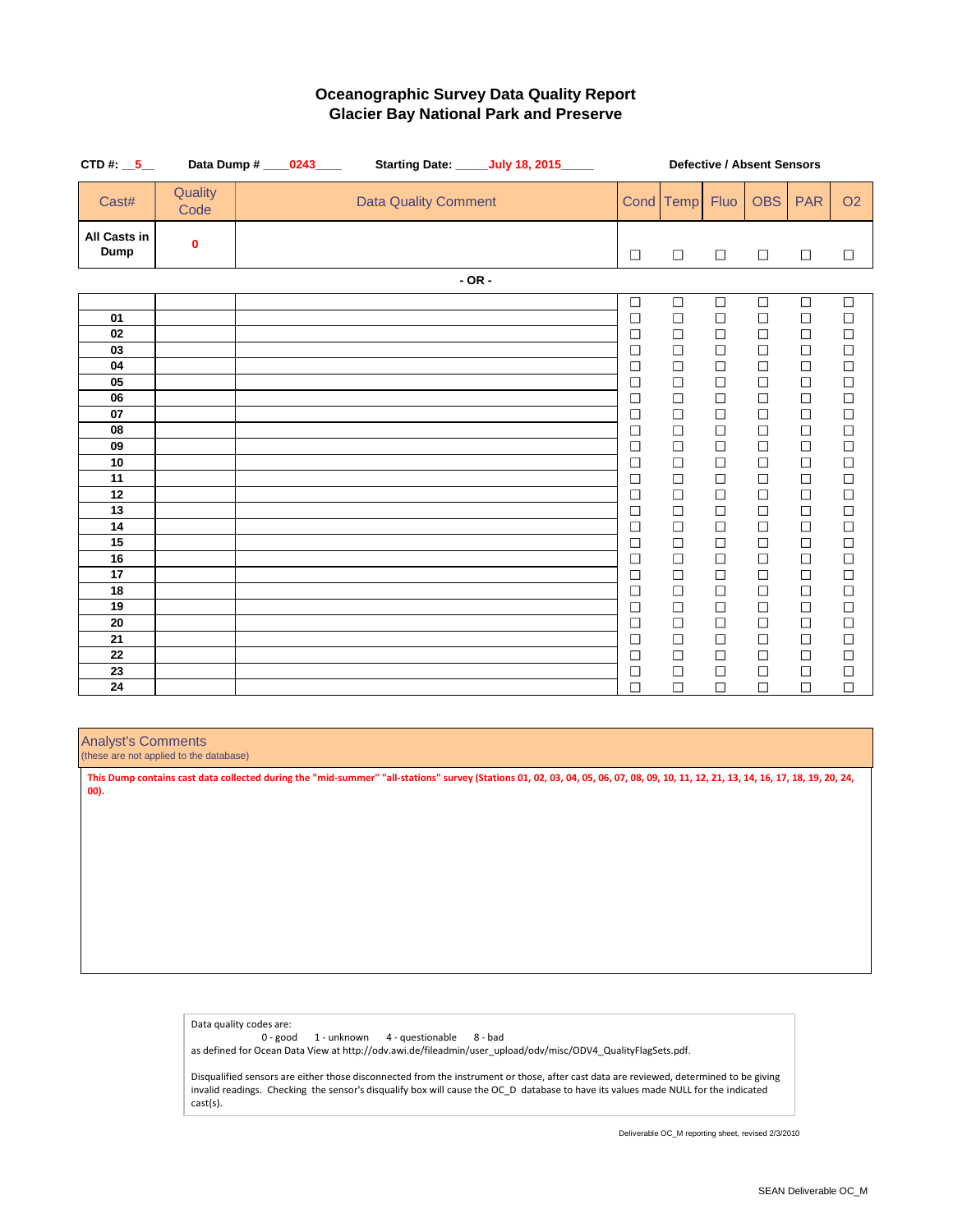# Oceanographic Survey Data Quality Report
## Glacier Bay National Park and Preserve

**CTD #:** __5__ **Data Dump #** ____0243____ **Starting Date:** _____July 18, 2015_____

**Defective / Absent Sensors**

| Cast# | Quality Code | Data Quality Comment | Cond | Temp | Fluo | OBS | PAR | O2 |
|---|---|---|---|---|---|---|---|---|
| **All Casts in Dump** | 0 | | ☐ | ☐ | ☐ | ☐ | ☐ | ☐ |

**- OR -**

| Cast# | Quality Code | Data Quality Comment | Cond | Temp | Fluo | OBS | PAR | O2 |
|---|---|---|---|---|---|---|---|---|
| | | | ☐ | ☐ | ☐ | ☐ | ☐ | ☐ |
| **01** | | | ☐ | ☐ | ☐ | ☐ | ☐ | ☐ |
| **02** | | | ☐ | ☐ | ☐ | ☐ | ☐ | ☐ |
| **03** | | | ☐ | ☐ | ☐ | ☐ | ☐ | ☐ |
| **04** | | | ☐ | ☐ | ☐ | ☐ | ☐ | ☐ |
| **05** | | | ☐ | ☐ | ☐ | ☐ | ☐ | ☐ |
| **06** | | | ☐ | ☐ | ☐ | ☐ | ☐ | ☐ |
| **07** | | | ☐ | ☐ | ☐ | ☐ | ☐ | ☐ |
| **08** | | | ☐ | ☐ | ☐ | ☐ | ☐ | ☐ |
| **09** | | | ☐ | ☐ | ☐ | ☐ | ☐ | ☐ |
| **10** | | | ☐ | ☐ | ☐ | ☐ | ☐ | ☐ |
| **11** | | | ☐ | ☐ | ☐ | ☐ | ☐ | ☐ |
| **12** | | | ☐ | ☐ | ☐ | ☐ | ☐ | ☐ |
| **13** | | | ☐ | ☐ | ☐ | ☐ | ☐ | ☐ |
| **14** | | | ☐ | ☐ | ☐ | ☐ | ☐ | ☐ |
| **15** | | | ☐ | ☐ | ☐ | ☐ | ☐ | ☐ |
| **16** | | | ☐ | ☐ | ☐ | ☐ | ☐ | ☐ |
| **17** | | | ☐ | ☐ | ☐ | ☐ | ☐ | ☐ |
| **18** | | | ☐ | ☐ | ☐ | ☐ | ☐ | ☐ |
| **19** | | | ☐ | ☐ | ☐ | ☐ | ☐ | ☐ |
| **20** | | | ☐ | ☐ | ☐ | ☐ | ☐ | ☐ |
| **21** | | | ☐ | ☐ | ☐ | ☐ | ☐ | ☐ |
| **22** | | | ☐ | ☐ | ☐ | ☐ | ☐ | ☐ |
| **23** | | | ☐ | ☐ | ☐ | ☐ | ☐ | ☐ |
| **24** | | | ☐ | ☐ | ☐ | ☐ | ☐ | ☐ |

**Analyst's Comments**
(these are not applied to the database)

**This Dump contains cast data collected during the "mid-summer" "all-stations" survey (Stations 01, 02, 03, 04, 05, 06, 07, 08, 09, 10, 11, 12, 21, 13, 14, 16, 17, 18, 19, 20, 24, 00).**

Data quality codes are:
0 - good 1 - unknown 4 - questionable 8 - bad
as defined for Ocean Data View at http://odv.awi.de/fileadmin/user_upload/odv/misc/ODV4_QualityFlagSets.pdf.

Disqualified sensors are either those disconnected from the instrument or those, after cast data are reviewed, determined to be giving invalid readings. Checking the sensor's disqualify box will cause the OC_D database to have its values made NULL for the indicated cast(s).

Deliverable OC_M reporting sheet, revised 2/3/2010

SEAN Deliverable OC_M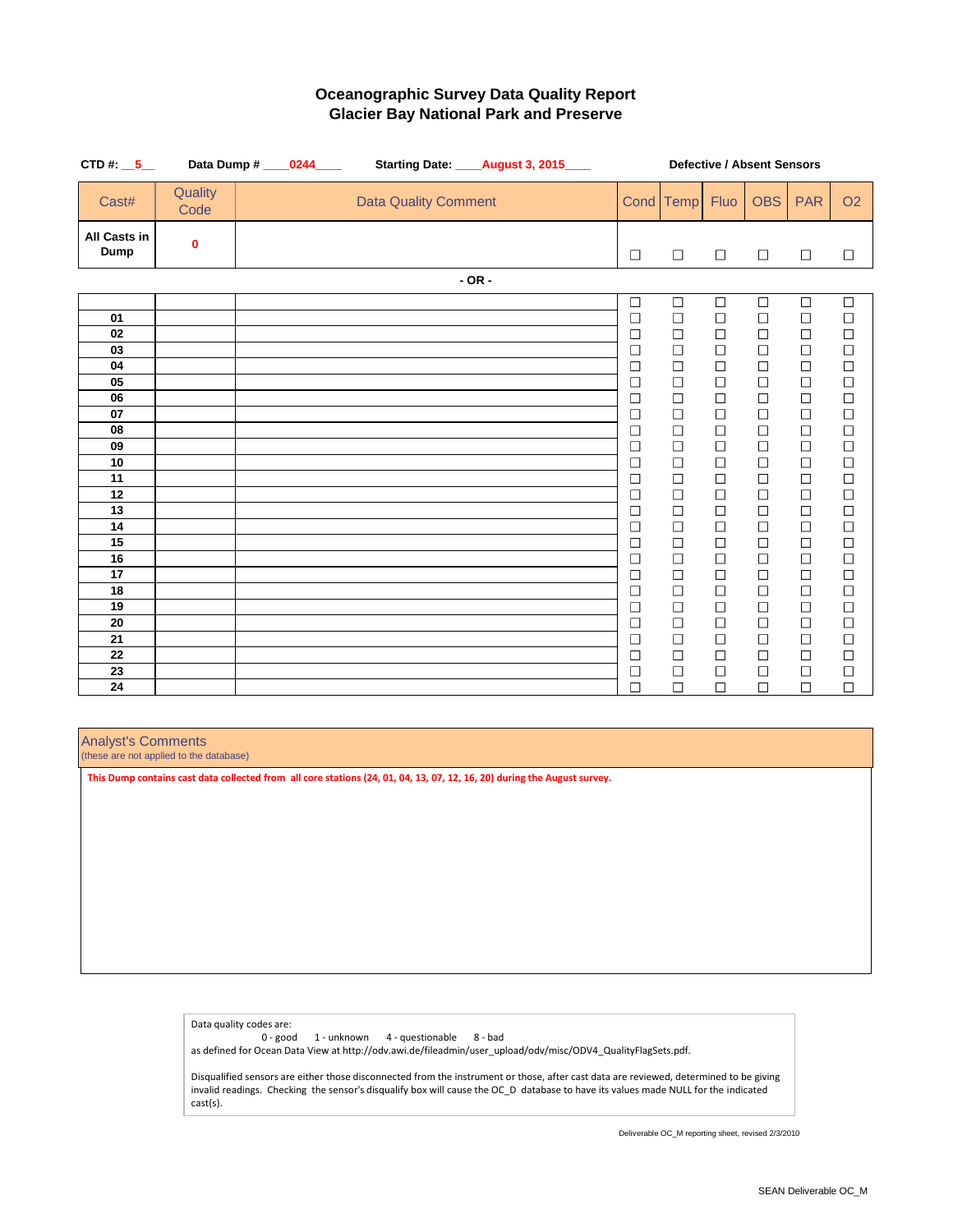# Oceanographic Survey Data Quality Report
## Glacier Bay National Park and Preserve

**CTD #:** __5__ **Data Dump #** ____0244____ **Starting Date:** ____August 3, 2015____

**Defective / Absent Sensors**

| Cast# | Quality Code | Data Quality Comment | Cond | Temp | Fluo | OBS | PAR | O2 |
|---|---|---|---|---|---|---|---|---|
| **All Casts in Dump** | **0** | | ☐ | ☐ | ☐ | ☐ | ☐ | ☐ |

**- OR -**

| Cast# | Quality Code | Data Quality Comment | Cond | Temp | Fluo | OBS | PAR | O2 |
|---|---|---|---|---|---|---|---|---|
| | | | ☐ | ☐ | ☐ | ☐ | ☐ | ☐ |
| **01** | | | ☐ | ☐ | ☐ | ☐ | ☐ | ☐ |
| **02** | | | ☐ | ☐ | ☐ | ☐ | ☐ | ☐ |
| **03** | | | ☐ | ☐ | ☐ | ☐ | ☐ | ☐ |
| **04** | | | ☐ | ☐ | ☐ | ☐ | ☐ | ☐ |
| **05** | | | ☐ | ☐ | ☐ | ☐ | ☐ | ☐ |
| **06** | | | ☐ | ☐ | ☐ | ☐ | ☐ | ☐ |
| **07** | | | ☐ | ☐ | ☐ | ☐ | ☐ | ☐ |
| **08** | | | ☐ | ☐ | ☐ | ☐ | ☐ | ☐ |
| **09** | | | ☐ | ☐ | ☐ | ☐ | ☐ | ☐ |
| **10** | | | ☐ | ☐ | ☐ | ☐ | ☐ | ☐ |
| **11** | | | ☐ | ☐ | ☐ | ☐ | ☐ | ☐ |
| **12** | | | ☐ | ☐ | ☐ | ☐ | ☐ | ☐ |
| **13** | | | ☐ | ☐ | ☐ | ☐ | ☐ | ☐ |
| **14** | | | ☐ | ☐ | ☐ | ☐ | ☐ | ☐ |
| **15** | | | ☐ | ☐ | ☐ | ☐ | ☐ | ☐ |
| **16** | | | ☐ | ☐ | ☐ | ☐ | ☐ | ☐ |
| **17** | | | ☐ | ☐ | ☐ | ☐ | ☐ | ☐ |
| **18** | | | ☐ | ☐ | ☐ | ☐ | ☐ | ☐ |
| **19** | | | ☐ | ☐ | ☐ | ☐ | ☐ | ☐ |
| **20** | | | ☐ | ☐ | ☐ | ☐ | ☐ | ☐ |
| **21** | | | ☐ | ☐ | ☐ | ☐ | ☐ | ☐ |
| **22** | | | ☐ | ☐ | ☐ | ☐ | ☐ | ☐ |
| **23** | | | ☐ | ☐ | ☐ | ☐ | ☐ | ☐ |
| **24** | | | ☐ | ☐ | ☐ | ☐ | ☐ | ☐ |

**Analyst's Comments**
(these are not applied to the database)

**This Dump contains cast data collected from all core stations (24, 01, 04, 13, 07, 12, 16, 20) during the August survey.**

Data quality codes are:
0 - good  1 - unknown  4 - questionable  8 - bad
as defined for Ocean Data View at http://odv.awi.de/fileadmin/user_upload/odv/misc/ODV4_QualityFlagSets.pdf.

Disqualified sensors are either those disconnected from the instrument or those, after cast data are reviewed, determined to be giving invalid readings. Checking the sensor's disqualify box will cause the OC_D database to have its values made NULL for the indicated cast(s).

Deliverable OC_M reporting sheet, revised 2/3/2010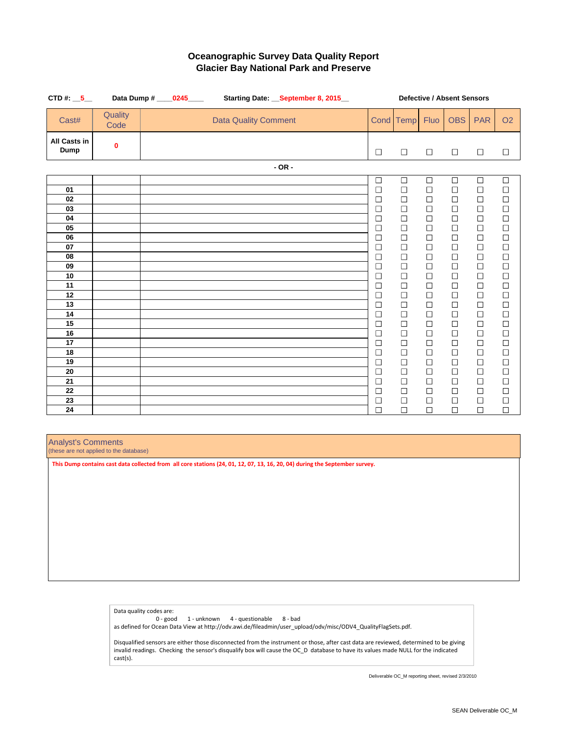# Oceanographic Survey Data Quality Report
## Glacier Bay National Park and Preserve

**CTD #:** __5__ **Data Dump #** ____0245____ **Starting Date:** __September 8, 2015__

**Defective / Absent Sensors**

| Cast# | Quality Code | Data Quality Comment | Cond | Temp | Fluo | OBS | PAR | O2 |
|---|---|---|---|---|---|---|---|---|
| **All Casts in Dump** | 0 | | ☐ | ☐ | ☐ | ☐ | ☐ | ☐ |

**- OR -**

| Cast# | Quality Code | Data Quality Comment | Cond | Temp | Fluo | OBS | PAR | O2 |
|---|---|---|---|---|---|---|---|---|
| | | | ☐ | ☐ | ☐ | ☐ | ☐ | ☐ |
| **01** | | | ☐ | ☐ | ☐ | ☐ | ☐ | ☐ |
| **02** | | | ☐ | ☐ | ☐ | ☐ | ☐ | ☐ |
| **03** | | | ☐ | ☐ | ☐ | ☐ | ☐ | ☐ |
| **04** | | | ☐ | ☐ | ☐ | ☐ | ☐ | ☐ |
| **05** | | | ☐ | ☐ | ☐ | ☐ | ☐ | ☐ |
| **06** | | | ☐ | ☐ | ☐ | ☐ | ☐ | ☐ |
| **07** | | | ☐ | ☐ | ☐ | ☐ | ☐ | ☐ |
| **08** | | | ☐ | ☐ | ☐ | ☐ | ☐ | ☐ |
| **09** | | | ☐ | ☐ | ☐ | ☐ | ☐ | ☐ |
| **10** | | | ☐ | ☐ | ☐ | ☐ | ☐ | ☐ |
| **11** | | | ☐ | ☐ | ☐ | ☐ | ☐ | ☐ |
| **12** | | | ☐ | ☐ | ☐ | ☐ | ☐ | ☐ |
| **13** | | | ☐ | ☐ | ☐ | ☐ | ☐ | ☐ |
| **14** | | | ☐ | ☐ | ☐ | ☐ | ☐ | ☐ |
| **15** | | | ☐ | ☐ | ☐ | ☐ | ☐ | ☐ |
| **16** | | | ☐ | ☐ | ☐ | ☐ | ☐ | ☐ |
| **17** | | | ☐ | ☐ | ☐ | ☐ | ☐ | ☐ |
| **18** | | | ☐ | ☐ | ☐ | ☐ | ☐ | ☐ |
| **19** | | | ☐ | ☐ | ☐ | ☐ | ☐ | ☐ |
| **20** | | | ☐ | ☐ | ☐ | ☐ | ☐ | ☐ |
| **21** | | | ☐ | ☐ | ☐ | ☐ | ☐ | ☐ |
| **22** | | | ☐ | ☐ | ☐ | ☐ | ☐ | ☐ |
| **23** | | | ☐ | ☐ | ☐ | ☐ | ☐ | ☐ |
| **24** | | | ☐ | ☐ | ☐ | ☐ | ☐ | ☐ |

### Analyst's Comments
(these are not applied to the database)

**This Dump contains cast data collected from all core stations (24, 01, 12, 07, 13, 16, 20, 04) during the September survey.**

Data quality codes are:
0 - good 1 - unknown 4 - questionable 8 - bad
as defined for Ocean Data View at http://odv.awi.de/fileadmin/user_upload/odv/misc/ODV4_QualityFlagSets.pdf.

Disqualified sensors are either those disconnected from the instrument or those, after cast data are reviewed, determined to be giving invalid readings. Checking the sensor's disqualify box will cause the OC_D database to have its values made NULL for the indicated cast(s).

Deliverable OC_M reporting sheet, revised 2/3/2010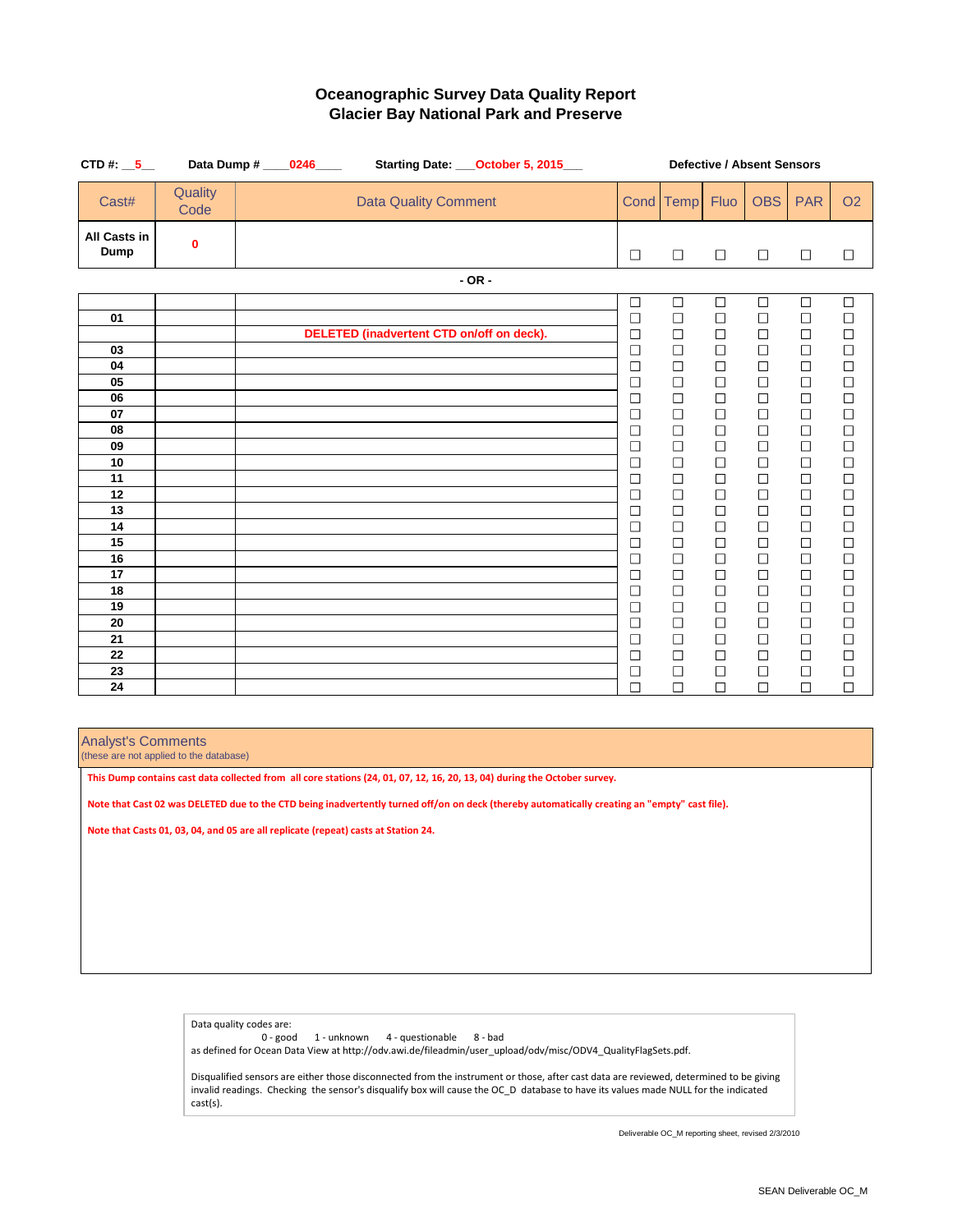# Oceanographic Survey Data Quality Report
## Glacier Bay National Park and Preserve

**CTD #:** __5__ **Data Dump #** ____0246____ **Starting Date:** ___October 5, 2015___ **Defective / Absent Sensors**

| Cast# | Quality Code | Data Quality Comment | Cond | Temp | Fluo | OBS | PAR | O2 |
|---|---|---|---|---|---|---|---|---|
| **All Casts in Dump** | **0** | | ☐ | ☐ | ☐ | ☐ | ☐ | ☐ |

**- OR -**

| Cast# | Quality Code | Data Quality Comment | Cond | Temp | Fluo | OBS | PAR | O2 |
|---|---|---|---|---|---|---|---|---|
| | | | ☐ | ☐ | ☐ | ☐ | ☐ | ☐ |
| **01** | | | ☐ | ☐ | ☐ | ☐ | ☐ | ☐ |
| | | **DELETED (inadvertent CTD on/off on deck).** | ☐ | ☐ | ☐ | ☐ | ☐ | ☐ |
| **03** | | | ☐ | ☐ | ☐ | ☐ | ☐ | ☐ |
| **04** | | | ☐ | ☐ | ☐ | ☐ | ☐ | ☐ |
| **05** | | | ☐ | ☐ | ☐ | ☐ | ☐ | ☐ |
| **06** | | | ☐ | ☐ | ☐ | ☐ | ☐ | ☐ |
| **07** | | | ☐ | ☐ | ☐ | ☐ | ☐ | ☐ |
| **08** | | | ☐ | ☐ | ☐ | ☐ | ☐ | ☐ |
| **09** | | | ☐ | ☐ | ☐ | ☐ | ☐ | ☐ |
| **10** | | | ☐ | ☐ | ☐ | ☐ | ☐ | ☐ |
| **11** | | | ☐ | ☐ | ☐ | ☐ | ☐ | ☐ |
| **12** | | | ☐ | ☐ | ☐ | ☐ | ☐ | ☐ |
| **13** | | | ☐ | ☐ | ☐ | ☐ | ☐ | ☐ |
| **14** | | | ☐ | ☐ | ☐ | ☐ | ☐ | ☐ |
| **15** | | | ☐ | ☐ | ☐ | ☐ | ☐ | ☐ |
| **16** | | | ☐ | ☐ | ☐ | ☐ | ☐ | ☐ |
| **17** | | | ☐ | ☐ | ☐ | ☐ | ☐ | ☐ |
| **18** | | | ☐ | ☐ | ☐ | ☐ | ☐ | ☐ |
| **19** | | | ☐ | ☐ | ☐ | ☐ | ☐ | ☐ |
| **20** | | | ☐ | ☐ | ☐ | ☐ | ☐ | ☐ |
| **21** | | | ☐ | ☐ | ☐ | ☐ | ☐ | ☐ |
| **22** | | | ☐ | ☐ | ☐ | ☐ | ☐ | ☐ |
| **23** | | | ☐ | ☐ | ☐ | ☐ | ☐ | ☐ |
| **24** | | | ☐ | ☐ | ☐ | ☐ | ☐ | ☐ |

### Analyst's Comments
(these are not applied to the database)

**This Dump contains cast data collected from all core stations (24, 01, 07, 12, 16, 20, 13, 04) during the October survey.**

**Note that Cast 02 was DELETED due to the CTD being inadvertently turned off/on on deck (thereby automatically creating an "empty" cast file).**

**Note that Casts 01, 03, 04, and 05 are all replicate (repeat) casts at Station 24.**

Data quality codes are:
0 - good 1 - unknown 4 - questionable 8 - bad
as defined for Ocean Data View at http://odv.awi.de/fileadmin/user_upload/odv/misc/ODV4_QualityFlagSets.pdf.

Disqualified sensors are either those disconnected from the instrument or those, after cast data are reviewed, determined to be giving invalid readings. Checking the sensor's disqualify box will cause the OC_D database to have its values made NULL for the indicated cast(s).

Deliverable OC_M reporting sheet, revised 2/3/2010

SEAN Deliverable OC_M